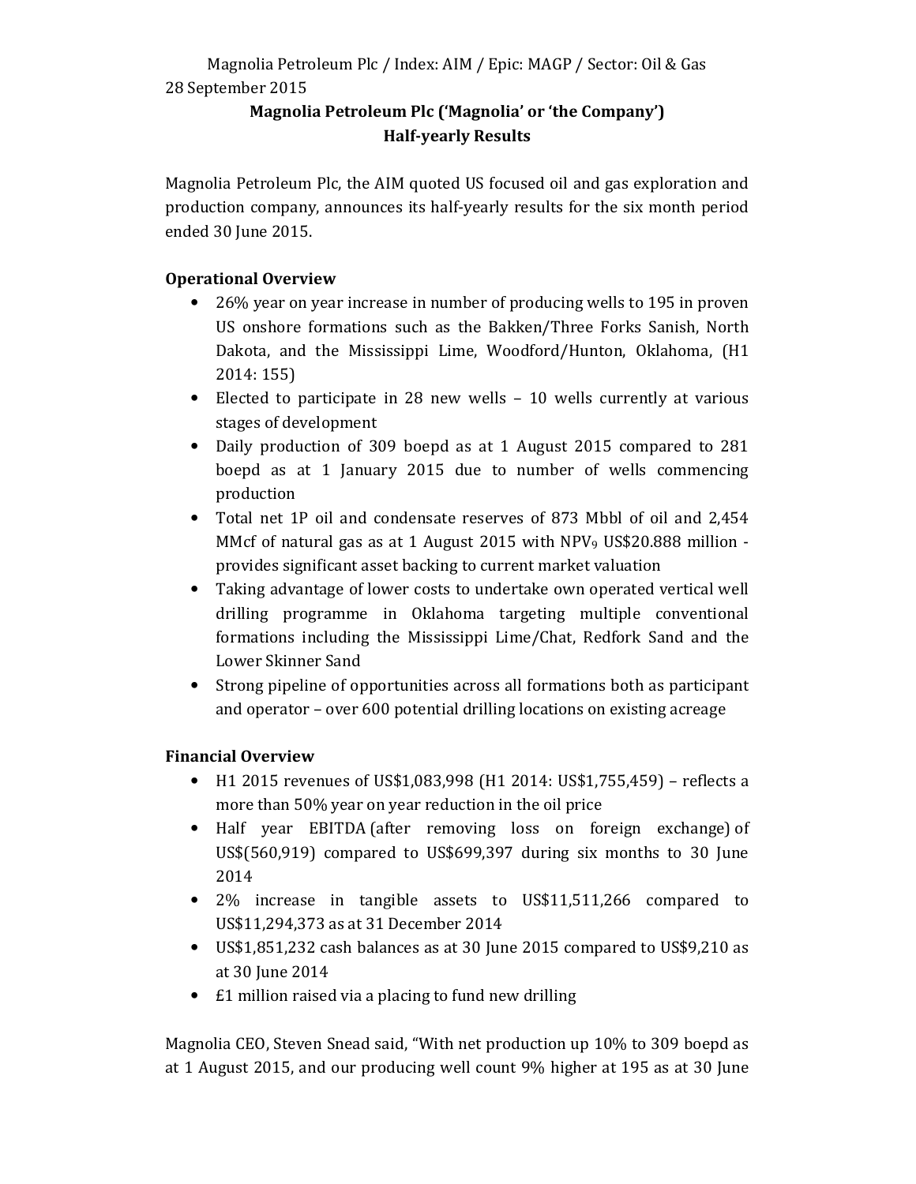Magnolia Petroleum Plc / Index: AIM / Epic: MAGP / Sector: Oil & Gas

28 September 2015

**Magnolia Petroleum Plc ('Magnolia' or 'the Company')**
**Half-yearly Results**

Magnolia Petroleum Plc, the AIM quoted US focused oil and gas exploration and production company, announces its half-yearly results for the six month period ended 30 June 2015.

**Operational Overview**

- 26% year on year increase in number of producing wells to 195 in proven US onshore formations such as the Bakken/Three Forks Sanish, North Dakota, and the Mississippi Lime, Woodford/Hunton, Oklahoma, (H1 2014: 155)
- Elected to participate in 28 new wells – 10 wells currently at various stages of development
- Daily production of 309 boepd as at 1 August 2015 compared to 281 boepd as at 1 January 2015 due to number of wells commencing production
- Total net 1P oil and condensate reserves of 873 Mbbl of oil and 2,454 MMcf of natural gas as at 1 August 2015 with $NPV_9$ US$20.888 million - provides significant asset backing to current market valuation
- Taking advantage of lower costs to undertake own operated vertical well drilling programme in Oklahoma targeting multiple conventional formations including the Mississippi Lime/Chat, Redfork Sand and the Lower Skinner Sand
- Strong pipeline of opportunities across all formations both as participant and operator – over 600 potential drilling locations on existing acreage

**Financial Overview**

- H1 2015 revenues of US$1,083,998 (H1 2014: US$1,755,459) – reflects a more than 50% year on year reduction in the oil price
- Half year EBITDA (after removing loss on foreign exchange) of US$(560,919) compared to US$699,397 during six months to 30 June 2014
- 2% increase in tangible assets to US$11,511,266 compared to US$11,294,373 as at 31 December 2014
- US$1,851,232 cash balances as at 30 June 2015 compared to US$9,210 as at 30 June 2014
- £1 million raised via a placing to fund new drilling

Magnolia CEO, Steven Snead said, "With net production up 10% to 309 boepd as at 1 August 2015, and our producing well count 9% higher at 195 as at 30 June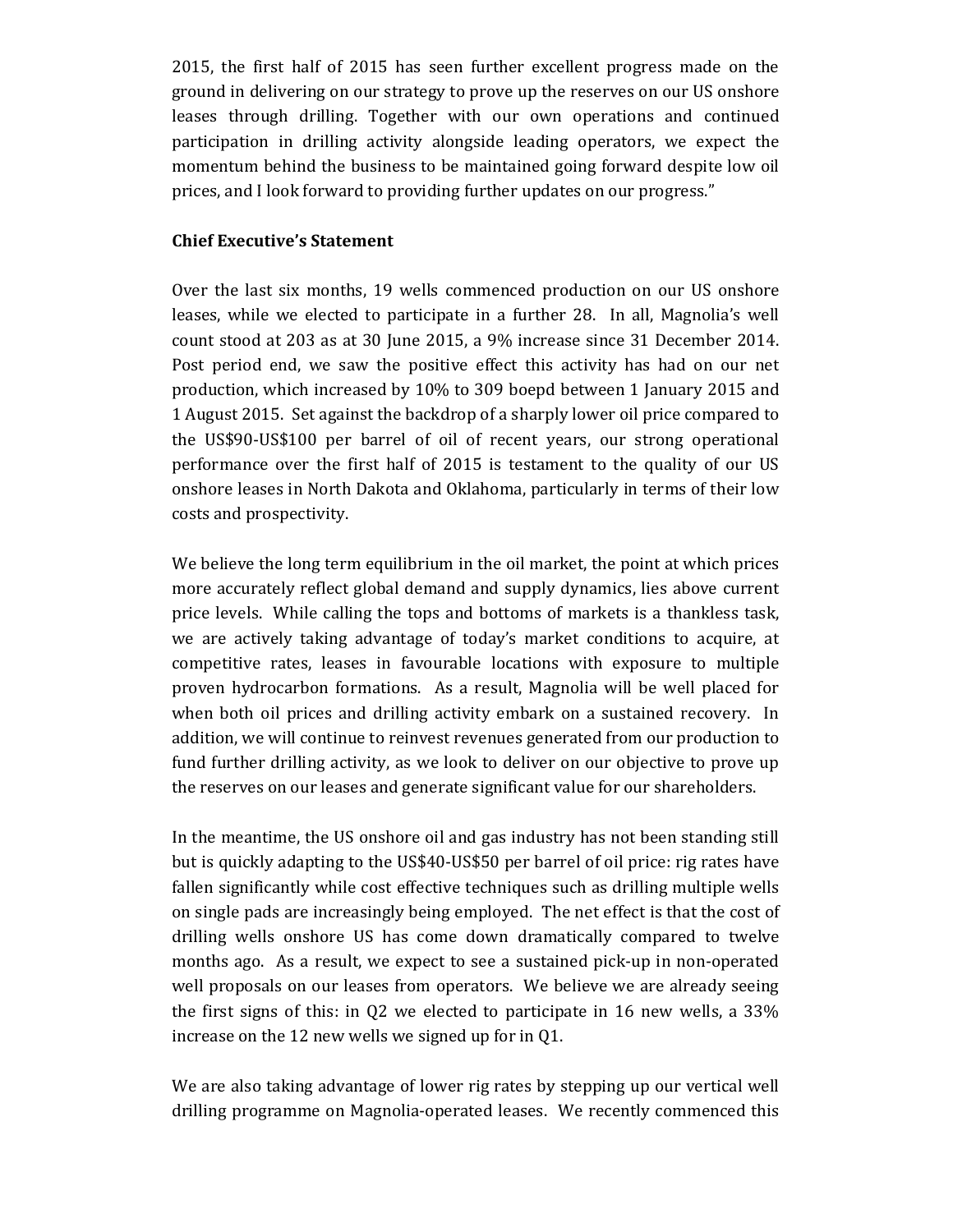2015, the first half of 2015 has seen further excellent progress made on the ground in delivering on our strategy to prove up the reserves on our US onshore leases through drilling. Together with our own operations and continued participation in drilling activity alongside leading operators, we expect the momentum behind the business to be maintained going forward despite low oil prices, and I look forward to providing further updates on our progress."

**Chief Executive's Statement**

Over the last six months, 19 wells commenced production on our US onshore leases, while we elected to participate in a further 28. In all, Magnolia's well count stood at 203 as at 30 June 2015, a 9% increase since 31 December 2014. Post period end, we saw the positive effect this activity has had on our net production, which increased by 10% to 309 boepd between 1 January 2015 and 1 August 2015. Set against the backdrop of a sharply lower oil price compared to the US$90-US$100 per barrel of oil of recent years, our strong operational performance over the first half of 2015 is testament to the quality of our US onshore leases in North Dakota and Oklahoma, particularly in terms of their low costs and prospectivity.

We believe the long term equilibrium in the oil market, the point at which prices more accurately reflect global demand and supply dynamics, lies above current price levels. While calling the tops and bottoms of markets is a thankless task, we are actively taking advantage of today's market conditions to acquire, at competitive rates, leases in favourable locations with exposure to multiple proven hydrocarbon formations. As a result, Magnolia will be well placed for when both oil prices and drilling activity embark on a sustained recovery. In addition, we will continue to reinvest revenues generated from our production to fund further drilling activity, as we look to deliver on our objective to prove up the reserves on our leases and generate significant value for our shareholders.

In the meantime, the US onshore oil and gas industry has not been standing still but is quickly adapting to the US$40-US$50 per barrel of oil price: rig rates have fallen significantly while cost effective techniques such as drilling multiple wells on single pads are increasingly being employed. The net effect is that the cost of drilling wells onshore US has come down dramatically compared to twelve months ago. As a result, we expect to see a sustained pick-up in non-operated well proposals on our leases from operators. We believe we are already seeing the first signs of this: in Q2 we elected to participate in 16 new wells, a 33% increase on the 12 new wells we signed up for in Q1.

We are also taking advantage of lower rig rates by stepping up our vertical well drilling programme on Magnolia-operated leases. We recently commenced this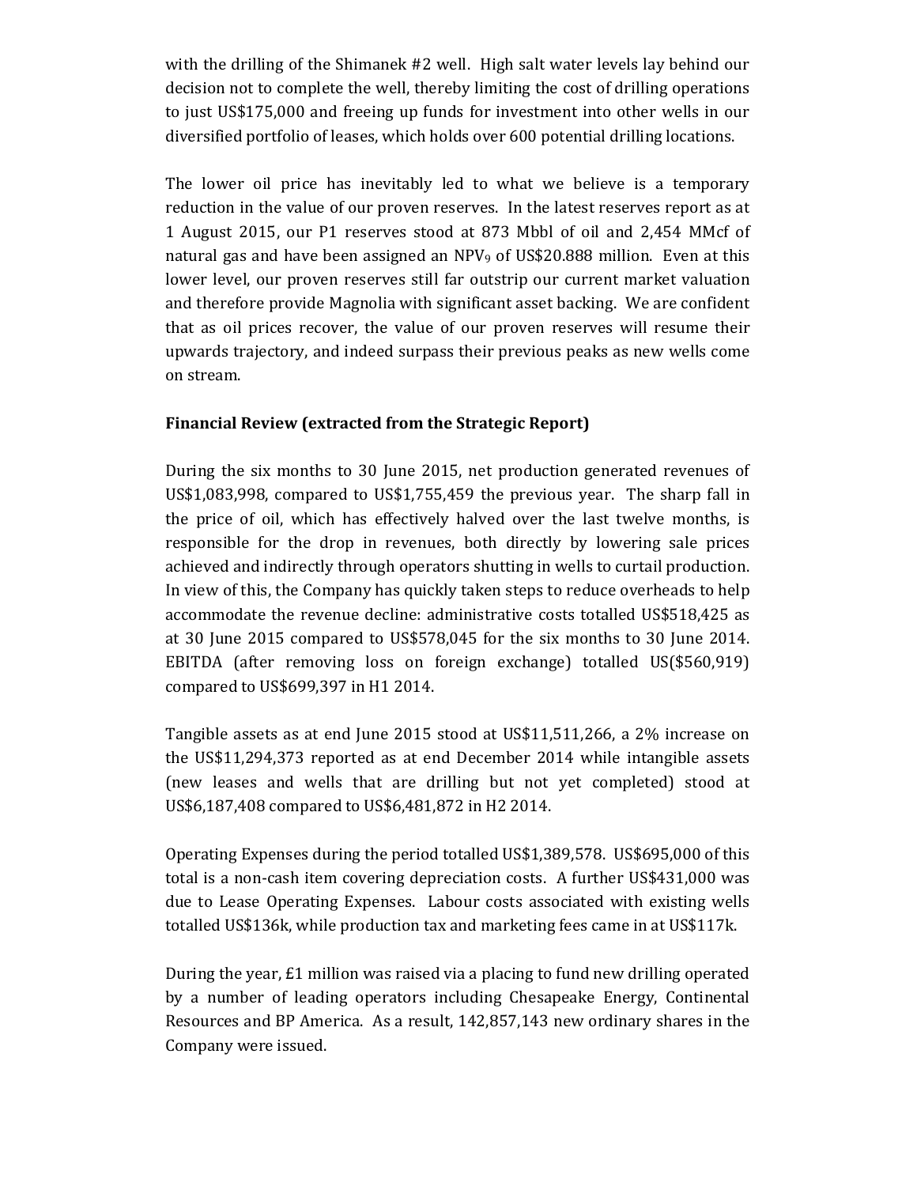with the drilling of the Shimanek #2 well. High salt water levels lay behind our decision not to complete the well, thereby limiting the cost of drilling operations to just US$175,000 and freeing up funds for investment into other wells in our diversified portfolio of leases, which holds over 600 potential drilling locations.

The lower oil price has inevitably led to what we believe is a temporary reduction in the value of our proven reserves. In the latest reserves report as at 1 August 2015, our P1 reserves stood at 873 Mbbl of oil and 2,454 MMcf of natural gas and have been assigned an $NPV_9$ of US$20.888 million. Even at this lower level, our proven reserves still far outstrip our current market valuation and therefore provide Magnolia with significant asset backing. We are confident that as oil prices recover, the value of our proven reserves will resume their upwards trajectory, and indeed surpass their previous peaks as new wells come on stream.

**Financial Review (extracted from the Strategic Report)**

During the six months to 30 June 2015, net production generated revenues of US$1,083,998, compared to US$1,755,459 the previous year. The sharp fall in the price of oil, which has effectively halved over the last twelve months, is responsible for the drop in revenues, both directly by lowering sale prices achieved and indirectly through operators shutting in wells to curtail production. In view of this, the Company has quickly taken steps to reduce overheads to help accommodate the revenue decline: administrative costs totalled US$518,425 as at 30 June 2015 compared to US$578,045 for the six months to 30 June 2014. EBITDA (after removing loss on foreign exchange) totalled US($560,919) compared to US$699,397 in H1 2014.

Tangible assets as at end June 2015 stood at US$11,511,266, a 2% increase on the US$11,294,373 reported as at end December 2014 while intangible assets (new leases and wells that are drilling but not yet completed) stood at US$6,187,408 compared to US$6,481,872 in H2 2014.

Operating Expenses during the period totalled US$1,389,578. US$695,000 of this total is a non-cash item covering depreciation costs. A further US$431,000 was due to Lease Operating Expenses. Labour costs associated with existing wells totalled US$136k, while production tax and marketing fees came in at US$117k.

During the year, £1 million was raised via a placing to fund new drilling operated by a number of leading operators including Chesapeake Energy, Continental Resources and BP America. As a result, 142,857,143 new ordinary shares in the Company were issued.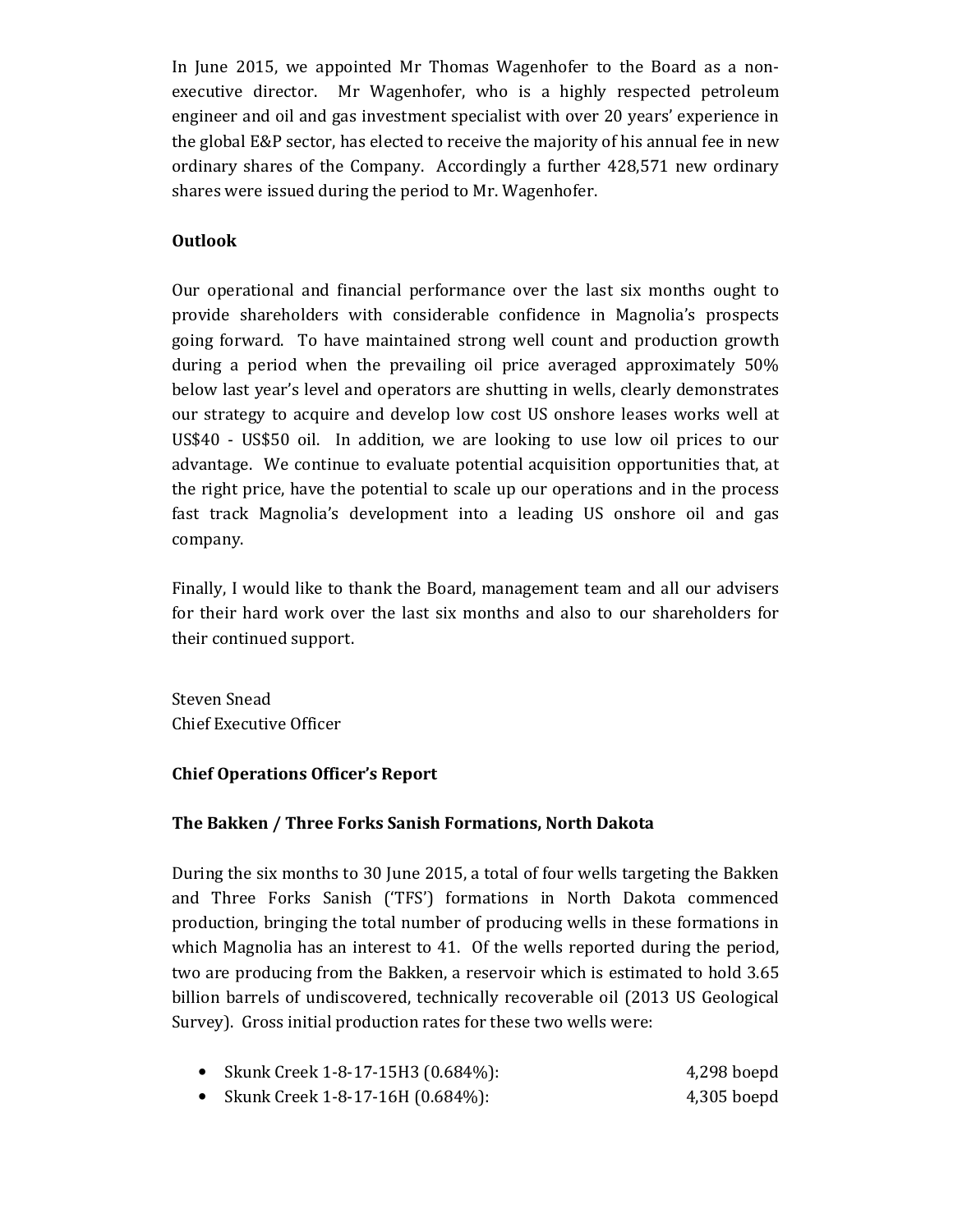In June 2015, we appointed Mr Thomas Wagenhofer to the Board as a non-executive director. Mr Wagenhofer, who is a highly respected petroleum engineer and oil and gas investment specialist with over 20 years' experience in the global E&P sector, has elected to receive the majority of his annual fee in new ordinary shares of the Company. Accordingly a further 428,571 new ordinary shares were issued during the period to Mr. Wagenhofer.

**Outlook**

Our operational and financial performance over the last six months ought to provide shareholders with considerable confidence in Magnolia's prospects going forward. To have maintained strong well count and production growth during a period when the prevailing oil price averaged approximately 50% below last year's level and operators are shutting in wells, clearly demonstrates our strategy to acquire and develop low cost US onshore leases works well at US$40 - US$50 oil. In addition, we are looking to use low oil prices to our advantage. We continue to evaluate potential acquisition opportunities that, at the right price, have the potential to scale up our operations and in the process fast track Magnolia's development into a leading US onshore oil and gas company.

Finally, I would like to thank the Board, management team and all our advisers for their hard work over the last six months and also to our shareholders for their continued support.

Steven Snead
Chief Executive Officer

**Chief Operations Officer's Report**

**The Bakken / Three Forks Sanish Formations, North Dakota**

During the six months to 30 June 2015, a total of four wells targeting the Bakken and Three Forks Sanish ('TFS') formations in North Dakota commenced production, bringing the total number of producing wells in these formations in which Magnolia has an interest to 41. Of the wells reported during the period, two are producing from the Bakken, a reservoir which is estimated to hold 3.65 billion barrels of undiscovered, technically recoverable oil (2013 US Geological Survey). Gross initial production rates for these two wells were:

- Skunk Creek 1-8-17-15H3 (0.684%): 4,298 boepd
- Skunk Creek 1-8-17-16H (0.684%): 4,305 boepd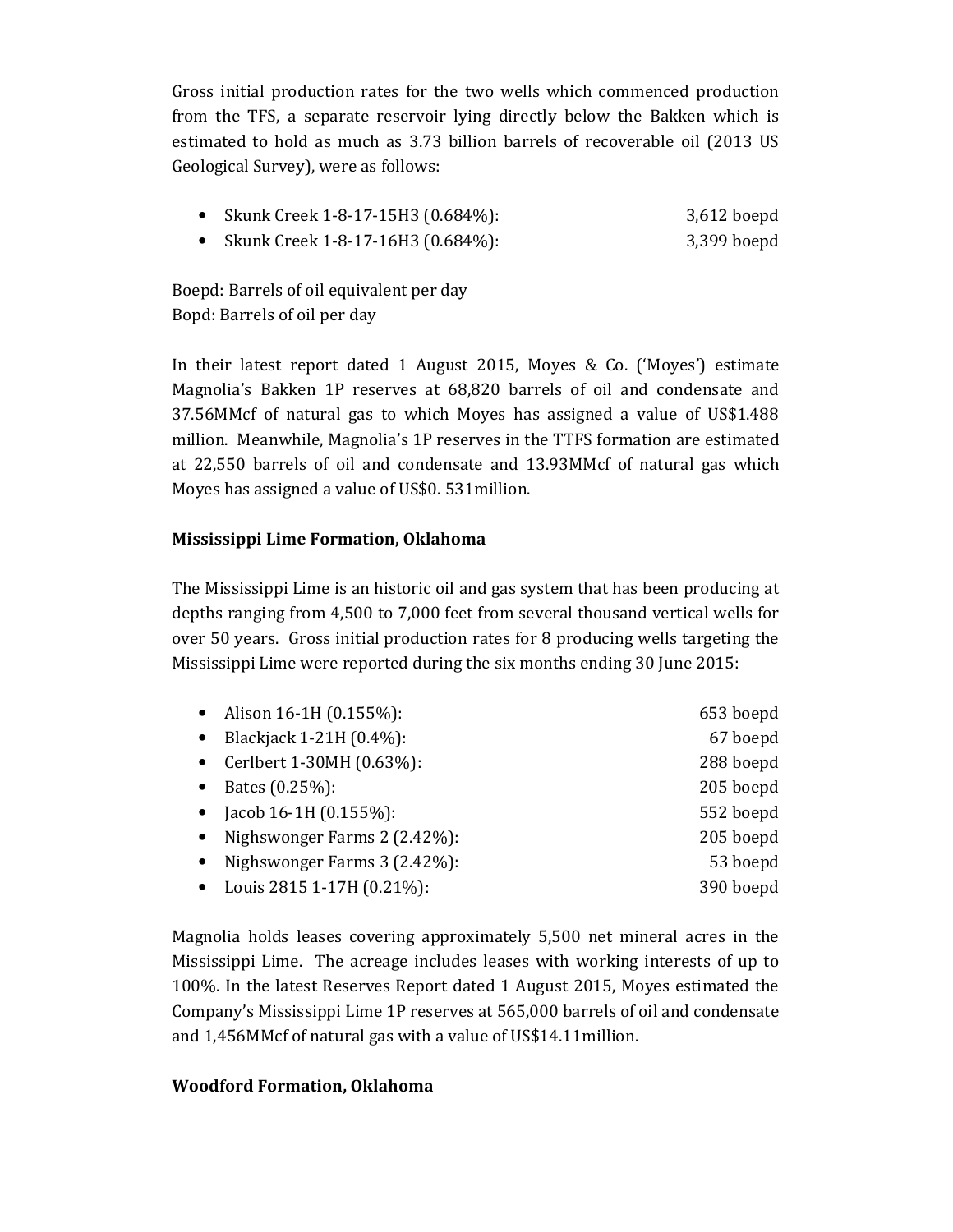Gross initial production rates for the two wells which commenced production from the TFS, a separate reservoir lying directly below the Bakken which is estimated to hold as much as 3.73 billion barrels of recoverable oil (2013 US Geological Survey), were as follows:

- Skunk Creek 1-8-17-15H3 (0.684%): 3,612 boepd
- Skunk Creek 1-8-17-16H3 (0.684%): 3,399 boepd

Boepd: Barrels of oil equivalent per day
Bopd: Barrels of oil per day

In their latest report dated 1 August 2015, Moyes & Co. ('Moyes') estimate Magnolia's Bakken 1P reserves at 68,820 barrels of oil and condensate and 37.56MMcf of natural gas to which Moyes has assigned a value of US$1.488 million. Meanwhile, Magnolia's 1P reserves in the TTFS formation are estimated at 22,550 barrels of oil and condensate and 13.93MMcf of natural gas which Moyes has assigned a value of US$0. 531million.

**Mississippi Lime Formation, Oklahoma**

The Mississippi Lime is an historic oil and gas system that has been producing at depths ranging from 4,500 to 7,000 feet from several thousand vertical wells for over 50 years. Gross initial production rates for 8 producing wells targeting the Mississippi Lime were reported during the six months ending 30 June 2015:

- Alison 16-1H (0.155%): 653 boepd
- Blackjack 1-21H (0.4%): 67 boepd
- Cerlbert 1-30MH (0.63%): 288 boepd
- Bates (0.25%): 205 boepd
- Jacob 16-1H (0.155%): 552 boepd
- Nighswonger Farms 2 (2.42%): 205 boepd
- Nighswonger Farms 3 (2.42%): 53 boepd
- Louis 2815 1-17H (0.21%): 390 boepd

Magnolia holds leases covering approximately 5,500 net mineral acres in the Mississippi Lime. The acreage includes leases with working interests of up to 100%. In the latest Reserves Report dated 1 August 2015, Moyes estimated the Company's Mississippi Lime 1P reserves at 565,000 barrels of oil and condensate and 1,456MMcf of natural gas with a value of US$14.11million.

**Woodford Formation, Oklahoma**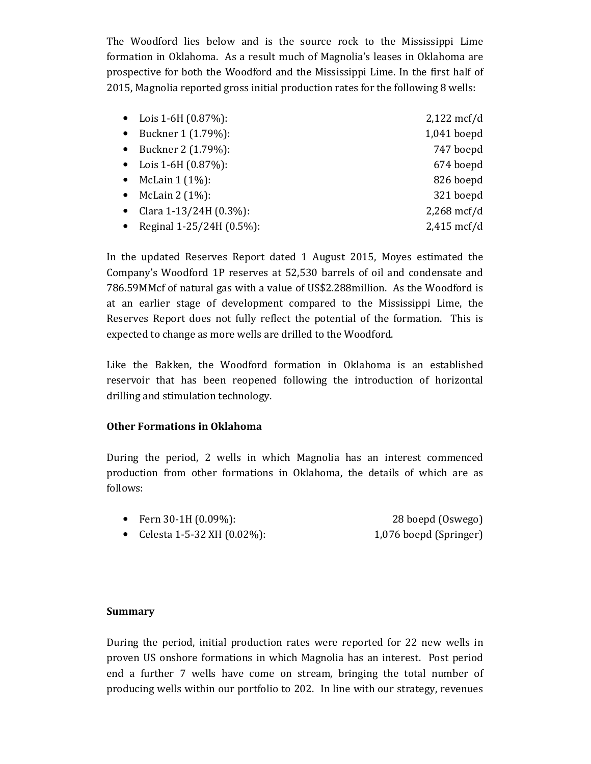The Woodford lies below and is the source rock to the Mississippi Lime formation in Oklahoma. As a result much of Magnolia's leases in Oklahoma are prospective for both the Woodford and the Mississippi Lime. In the first half of 2015, Magnolia reported gross initial production rates for the following 8 wells:

- Lois 1-6H (0.87%): 2,122 mcf/d
- Buckner 1 (1.79%): 1,041 boepd
- Buckner 2 (1.79%): 747 boepd
- Lois 1-6H (0.87%): 674 boepd
- McLain 1 (1%): 826 boepd
- McLain 2 (1%): 321 boepd
- Clara 1-13/24H (0.3%): 2,268 mcf/d
- Reginal 1-25/24H (0.5%): 2,415 mcf/d

In the updated Reserves Report dated 1 August 2015, Moyes estimated the Company's Woodford 1P reserves at 52,530 barrels of oil and condensate and 786.59MMcf of natural gas with a value of US$2.288million. As the Woodford is at an earlier stage of development compared to the Mississippi Lime, the Reserves Report does not fully reflect the potential of the formation. This is expected to change as more wells are drilled to the Woodford.

Like the Bakken, the Woodford formation in Oklahoma is an established reservoir that has been reopened following the introduction of horizontal drilling and stimulation technology.

**Other Formations in Oklahoma**

During the period, 2 wells in which Magnolia has an interest commenced production from other formations in Oklahoma, the details of which are as follows:

- Fern 30-1H (0.09%): 28 boepd (Oswego)
- Celesta 1-5-32 XH (0.02%): 1,076 boepd (Springer)

**Summary**

During the period, initial production rates were reported for 22 new wells in proven US onshore formations in which Magnolia has an interest. Post period end a further 7 wells have come on stream, bringing the total number of producing wells within our portfolio to 202. In line with our strategy, revenues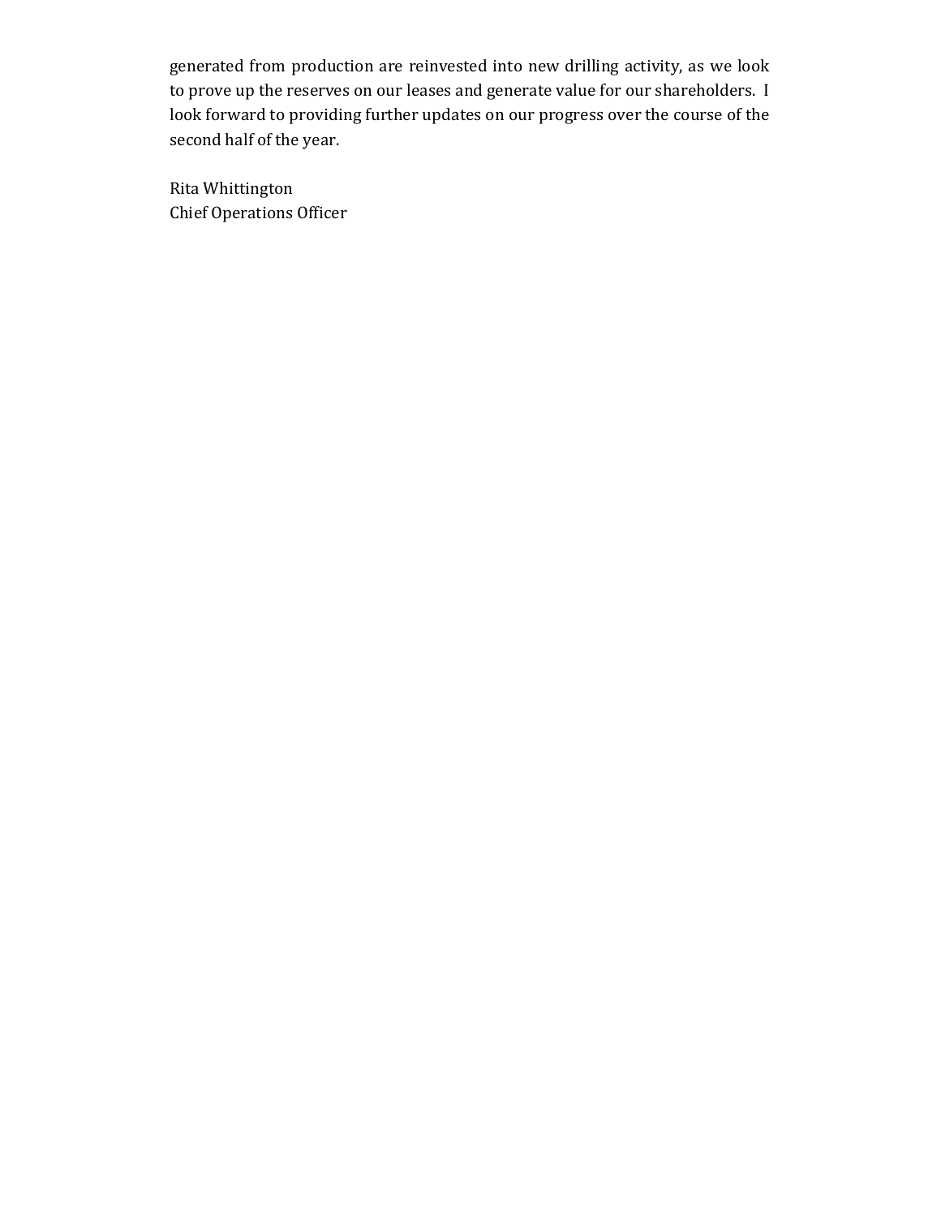generated from production are reinvested into new drilling activity, as we look to prove up the reserves on our leases and generate value for our shareholders. I look forward to providing further updates on our progress over the course of the second half of the year.

Rita Whittington
Chief Operations Officer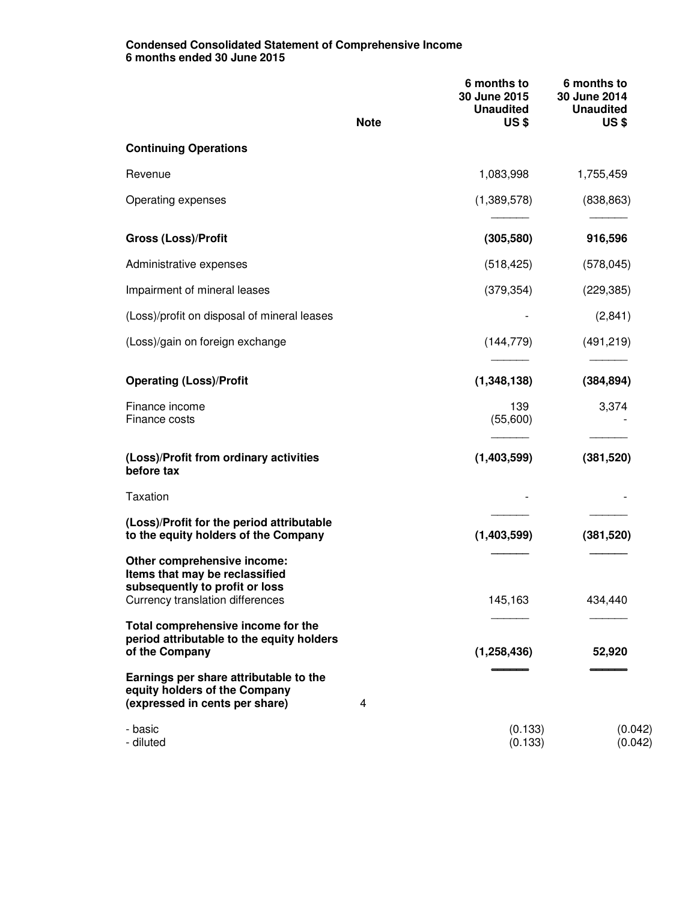**Condensed Consolidated Statement of Comprehensive Income**
**6 months ended 30 June 2015**

| | Note | 6 months to 30 June 2015 Unaudited US $ | 6 months to 30 June 2014 Unaudited US $ |
|---|---|---|---|
| **Continuing Operations** | | | |
| Revenue | | 1,083,998 | 1,755,459 |
| Operating expenses | | (1,389,578) | (838,863) |
| **Gross (Loss)/Profit** | | **(305,580)** | **916,596** |
| Administrative expenses | | (518,425) | (578,045) |
| Impairment of mineral leases | | (379,354) | (229,385) |
| (Loss)/profit on disposal of mineral leases | | - | (2,841) |
| (Loss)/gain on foreign exchange | | (144,779) | (491,219) |
| **Operating (Loss)/Profit** | | **(1,348,138)** | **(384,894)** |
| Finance income | | 139 | 3,374 |
| Finance costs | | (55,600) | - |
| **(Loss)/Profit from ordinary activities before tax** | | **(1,403,599)** | **(381,520)** |
| Taxation | | - | - |
| **(Loss)/Profit for the period attributable to the equity holders of the Company** | | **(1,403,599)** | **(381,520)** |
| **Other comprehensive income: Items that may be reclassified subsequently to profit or loss** | | | |
| Currency translation differences | | 145,163 | 434,440 |
| **Total comprehensive income for the period attributable to the equity holders of the Company** | | **(1,258,436)** | **52,920** |
| **Earnings per share attributable to the equity holders of the Company (expressed in cents per share)** | 4 | | |
| - basic | | (0.133) | (0.042) |
| - diluted | | (0.133) | (0.042) |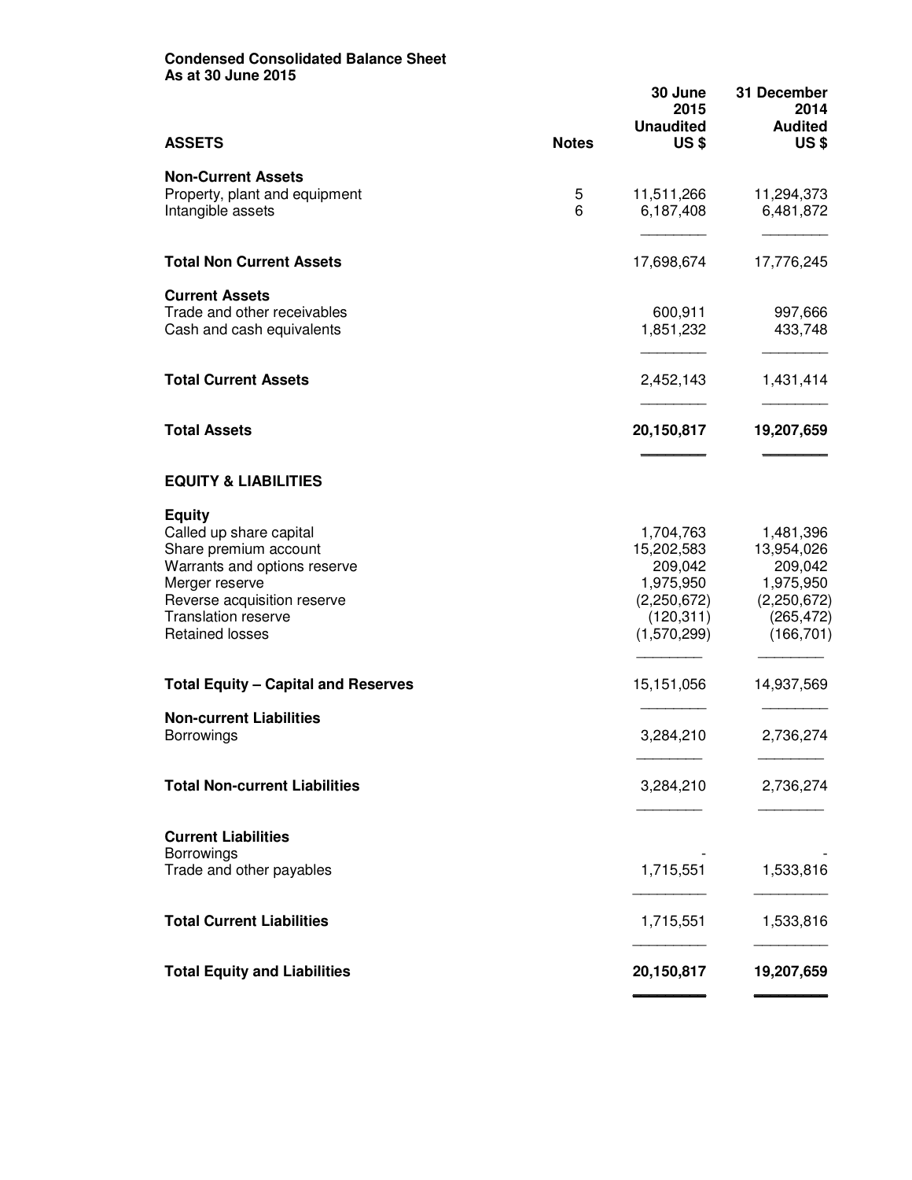**Condensed Consolidated Balance Sheet**
**As at 30 June 2015**

| ASSETS | Notes | 30 June 2015 Unaudited US $ | 31 December 2014 Audited US $ |
|---|---|---|---|
| **Non-Current Assets** | | | |
| Property, plant and equipment | 5 | 11,511,266 | 11,294,373 |
| Intangible assets | 6 | 6,187,408 | 6,481,872 |
| **Total Non Current Assets** | | 17,698,674 | 17,776,245 |
| **Current Assets** | | | |
| Trade and other receivables | | 600,911 | 997,666 |
| Cash and cash equivalents | | 1,851,232 | 433,748 |
| **Total Current Assets** | | 2,452,143 | 1,431,414 |
| **Total Assets** | | **20,150,817** | **19,207,659** |
| **EQUITY & LIABILITIES** | | | |
| **Equity** | | | |
| Called up share capital | | 1,704,763 | 1,481,396 |
| Share premium account | | 15,202,583 | 13,954,026 |
| Warrants and options reserve | | 209,042 | 209,042 |
| Merger reserve | | 1,975,950 | 1,975,950 |
| Reverse acquisition reserve | | (2,250,672) | (2,250,672) |
| Translation reserve | | (120,311) | (265,472) |
| Retained losses | | (1,570,299) | (166,701) |
| **Total Equity – Capital and Reserves** | | 15,151,056 | 14,937,569 |
| **Non-current Liabilities** | | | |
| Borrowings | | 3,284,210 | 2,736,274 |
| **Total Non-current Liabilities** | | 3,284,210 | 2,736,274 |
| **Current Liabilities** | | | |
| Borrowings | | - | - |
| Trade and other payables | | 1,715,551 | 1,533,816 |
| **Total Current Liabilities** | | 1,715,551 | 1,533,816 |
| **Total Equity and Liabilities** | | **20,150,817** | **19,207,659** |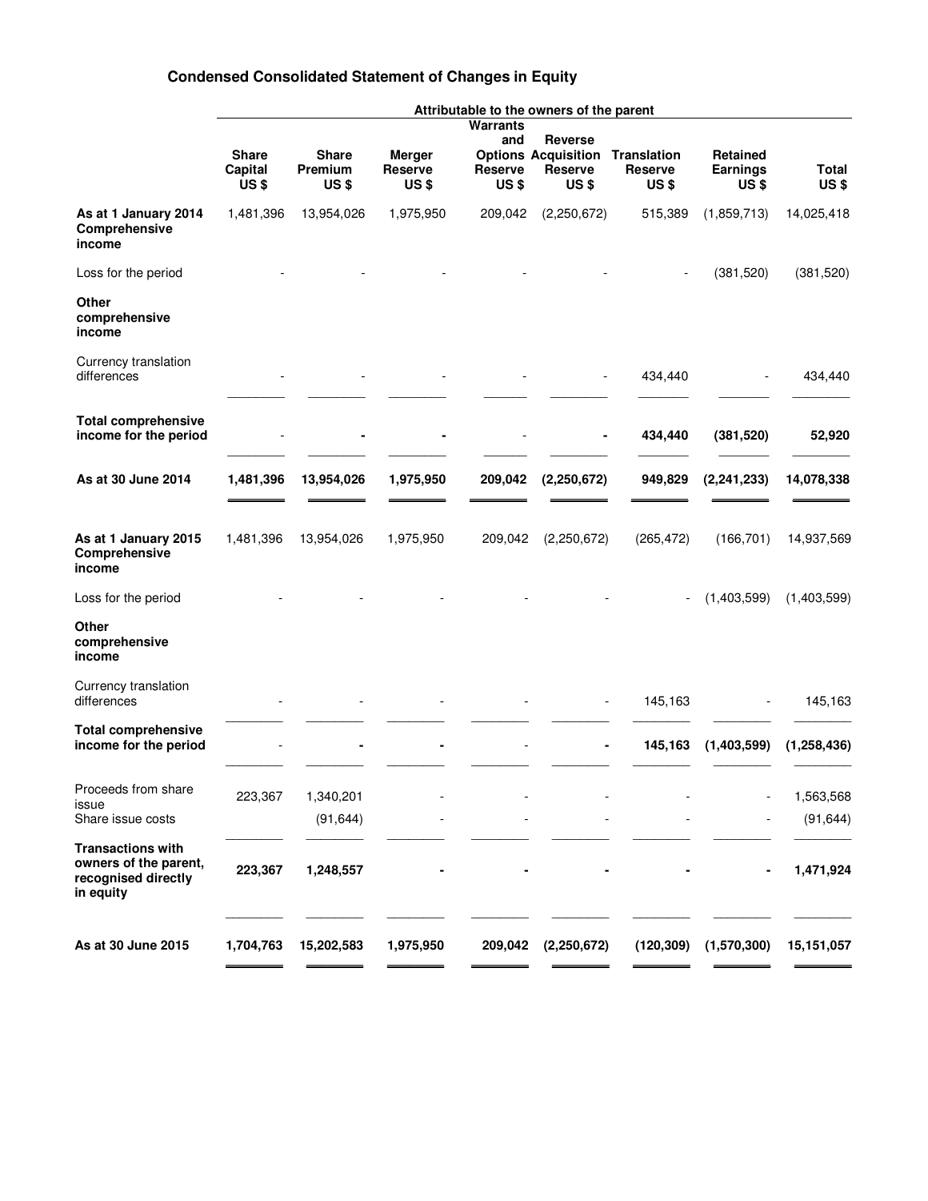## Condensed Consolidated Statement of Changes in Equity

| | Attributable to the owners of the parent | | | | | | | |
|---|---|---|---|---|---|---|---|---|
| | Share Capital US $ | Share Premium US $ | Merger Reserve US $ | Warrants and Options Reserve US $ | Reverse Acquisition Reserve US $ | Translation Reserve US $ | Retained Earnings US $ | Total US $ |
| **As at 1 January 2014** | 1,481,396 | 13,954,026 | 1,975,950 | 209,042 | (2,250,672) | 515,389 | (1,859,713) | 14,025,418 |
| **Comprehensive income** | | | | | | | | |
| Loss for the period | - | - | - | - | - | - | (381,520) | (381,520) |
| **Other comprehensive income** | | | | | | | | |
| Currency translation differences | - | - | - | - | - | 434,440 | - | 434,440 |
| **Total comprehensive income for the period** | - | **-** | **-** | - | **-** | **434,440** | **(381,520)** | **52,920** |
| **As at 30 June 2014** | **1,481,396** | **13,954,026** | **1,975,950** | **209,042** | **(2,250,672)** | **949,829** | **(2,241,233)** | **14,078,338** |
| **As at 1 January 2015** | 1,481,396 | 13,954,026 | 1,975,950 | 209,042 | (2,250,672) | (265,472) | (166,701) | 14,937,569 |
| **Comprehensive income** | | | | | | | | |
| Loss for the period | - | - | - | - | - | - | (1,403,599) | (1,403,599) |
| **Other comprehensive income** | | | | | | | | |
| Currency translation differences | - | - | - | - | - | 145,163 | - | 145,163 |
| **Total comprehensive income for the period** | - | **-** | **-** | - | **-** | **145,163** | **(1,403,599)** | **(1,258,436)** |
| Proceeds from share issue | 223,367 | 1,340,201 | - | - | - | - | - | 1,563,568 |
| Share issue costs | | (91,644) | - | - | - | - | - | (91,644) |
| **Transactions with owners of the parent, recognised directly in equity** | **223,367** | **1,248,557** | **-** | **-** | **-** | **-** | **-** | **1,471,924** |
| **As at 30 June 2015** | **1,704,763** | **15,202,583** | **1,975,950** | **209,042** | **(2,250,672)** | **(120,309)** | **(1,570,300)** | **15,151,057** |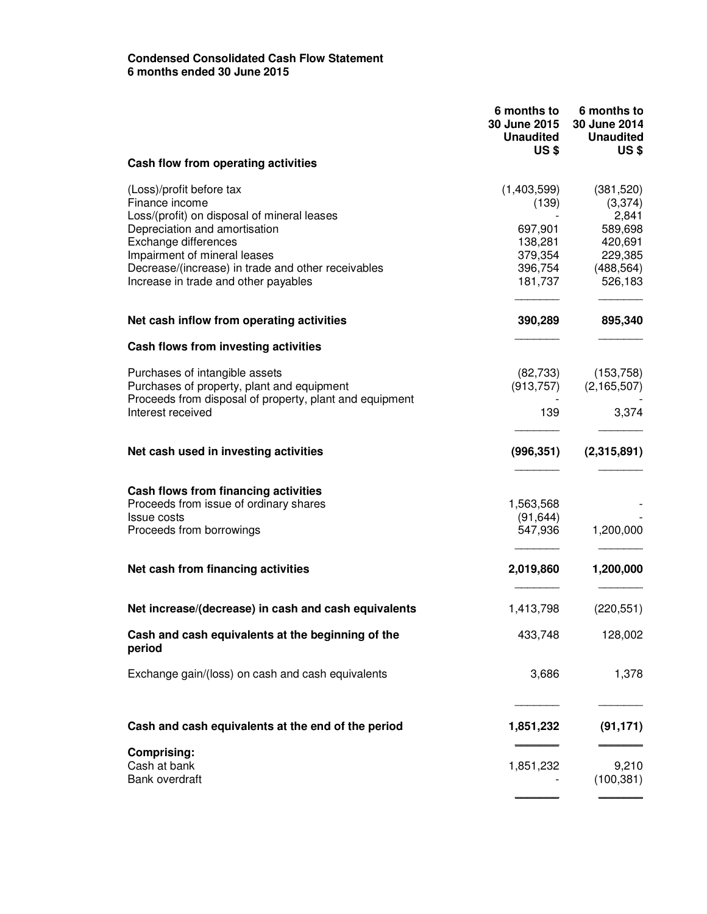**Condensed Consolidated Cash Flow Statement**
**6 months ended 30 June 2015**

| | 6 months to 30 June 2015 Unaudited US $ | 6 months to 30 June 2014 Unaudited US $ |
|---|---|---|
| **Cash flow from operating activities** | | |
| (Loss)/profit before tax | (1,403,599) | (381,520) |
| Finance income | (139) | (3,374) |
| Loss/(profit) on disposal of mineral leases | - | 2,841 |
| Depreciation and amortisation | 697,901 | 589,698 |
| Exchange differences | 138,281 | 420,691 |
| Impairment of mineral leases | 379,354 | 229,385 |
| Decrease/(increase) in trade and other receivables | 396,754 | (488,564) |
| Increase in trade and other payables | 181,737 | 526,183 |
| **Net cash inflow from operating activities** | **390,289** | **895,340** |
| **Cash flows from investing activities** | | |
| Purchases of intangible assets | (82,733) | (153,758) |
| Purchases of property, plant and equipment | (913,757) | (2,165,507) |
| Proceeds from disposal of property, plant and equipment | - | - |
| Interest received | 139 | 3,374 |
| **Net cash used in investing activities** | **(996,351)** | **(2,315,891)** |
| **Cash flows from financing activities** | | |
| Proceeds from issue of ordinary shares | 1,563,568 | - |
| Issue costs | (91,644) | - |
| Proceeds from borrowings | 547,936 | 1,200,000 |
| **Net cash from financing activities** | **2,019,860** | **1,200,000** |
| **Net increase/(decrease) in cash and cash equivalents** | 1,413,798 | (220,551) |
| **Cash and cash equivalents at the beginning of the period** | 433,748 | 128,002 |
| Exchange gain/(loss) on cash and cash equivalents | 3,686 | 1,378 |
| **Cash and cash equivalents at the end of the period** | **1,851,232** | **(91,171)** |
| **Comprising:** | | |
| Cash at bank | 1,851,232 | 9,210 |
| Bank overdraft | - | (100,381) |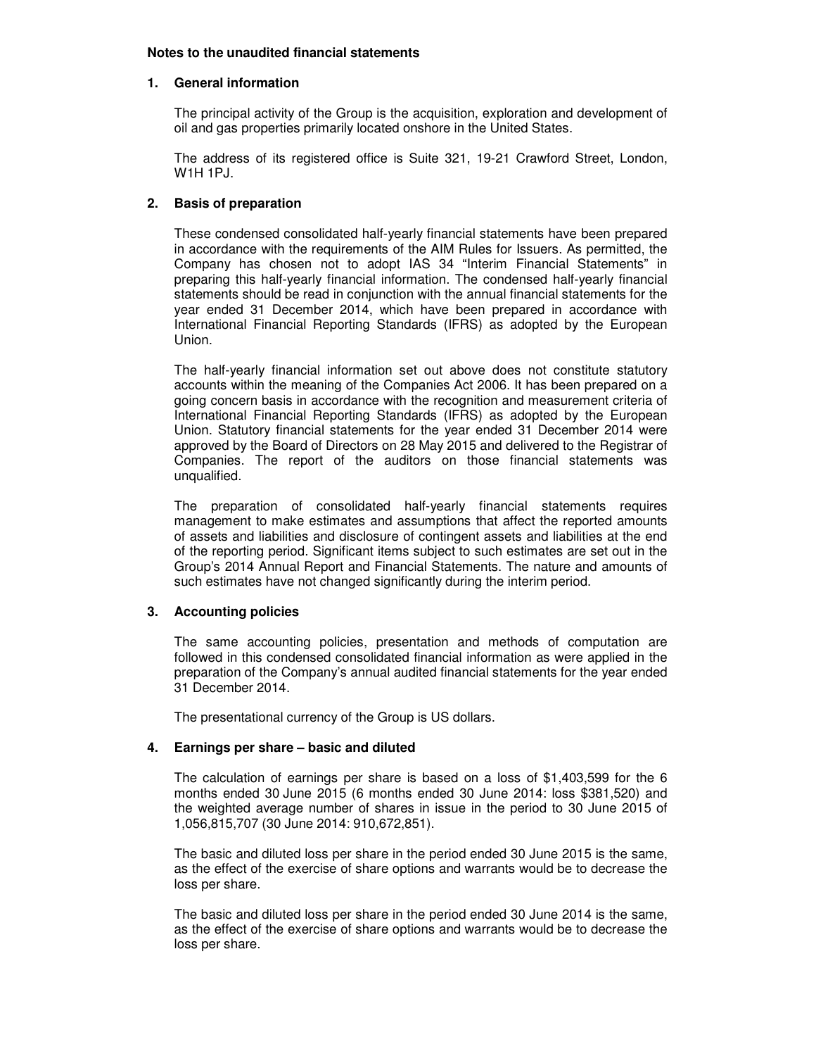**Notes to the unaudited financial statements**

## 1. General information

The principal activity of the Group is the acquisition, exploration and development of oil and gas properties primarily located onshore in the United States.

The address of its registered office is Suite 321, 19-21 Crawford Street, London, W1H 1PJ.

## 2. Basis of preparation

These condensed consolidated half-yearly financial statements have been prepared in accordance with the requirements of the AIM Rules for Issuers. As permitted, the Company has chosen not to adopt IAS 34 "Interim Financial Statements" in preparing this half-yearly financial information. The condensed half-yearly financial statements should be read in conjunction with the annual financial statements for the year ended 31 December 2014, which have been prepared in accordance with International Financial Reporting Standards (IFRS) as adopted by the European Union.

The half-yearly financial information set out above does not constitute statutory accounts within the meaning of the Companies Act 2006. It has been prepared on a going concern basis in accordance with the recognition and measurement criteria of International Financial Reporting Standards (IFRS) as adopted by the European Union. Statutory financial statements for the year ended 31 December 2014 were approved by the Board of Directors on 28 May 2015 and delivered to the Registrar of Companies. The report of the auditors on those financial statements was unqualified.

The preparation of consolidated half-yearly financial statements requires management to make estimates and assumptions that affect the reported amounts of assets and liabilities and disclosure of contingent assets and liabilities at the end of the reporting period. Significant items subject to such estimates are set out in the Group's 2014 Annual Report and Financial Statements. The nature and amounts of such estimates have not changed significantly during the interim period.

## 3. Accounting policies

The same accounting policies, presentation and methods of computation are followed in this condensed consolidated financial information as were applied in the preparation of the Company's annual audited financial statements for the year ended 31 December 2014.

The presentational currency of the Group is US dollars.

## 4. Earnings per share – basic and diluted

The calculation of earnings per share is based on a loss of $1,403,599 for the 6 months ended 30 June 2015 (6 months ended 30 June 2014: loss $381,520) and the weighted average number of shares in issue in the period to 30 June 2015 of 1,056,815,707 (30 June 2014: 910,672,851).

The basic and diluted loss per share in the period ended 30 June 2015 is the same, as the effect of the exercise of share options and warrants would be to decrease the loss per share.

The basic and diluted loss per share in the period ended 30 June 2014 is the same, as the effect of the exercise of share options and warrants would be to decrease the loss per share.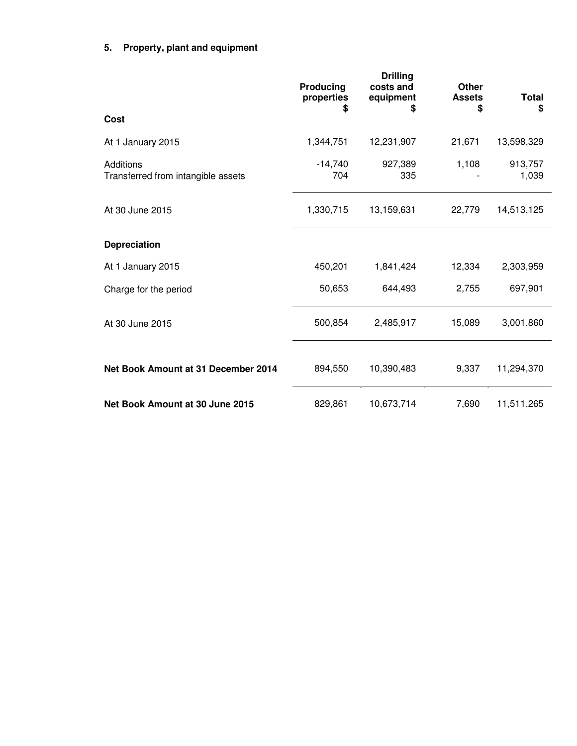## 5. Property, plant and equipment

| | Producing properties $ | Drilling costs and equipment $ | Other Assets $ | Total $ |
|---|---|---|---|---|
| **Cost** | | | | |
| At 1 January 2015 | 1,344,751 | 12,231,907 | 21,671 | 13,598,329 |
| Additions | -14,740 | 927,389 | 1,108 | 913,757 |
| Transferred from intangible assets | 704 | 335 | - | 1,039 |
| At 30 June 2015 | 1,330,715 | 13,159,631 | 22,779 | 14,513,125 |
| **Depreciation** | | | | |
| At 1 January 2015 | 450,201 | 1,841,424 | 12,334 | 2,303,959 |
| Charge for the period | 50,653 | 644,493 | 2,755 | 697,901 |
| At 30 June 2015 | 500,854 | 2,485,917 | 15,089 | 3,001,860 |
| **Net Book Amount at 31 December 2014** | 894,550 | 10,390,483 | 9,337 | 11,294,370 |
| **Net Book Amount at 30 June 2015** | 829,861 | 10,673,714 | 7,690 | 11,511,265 |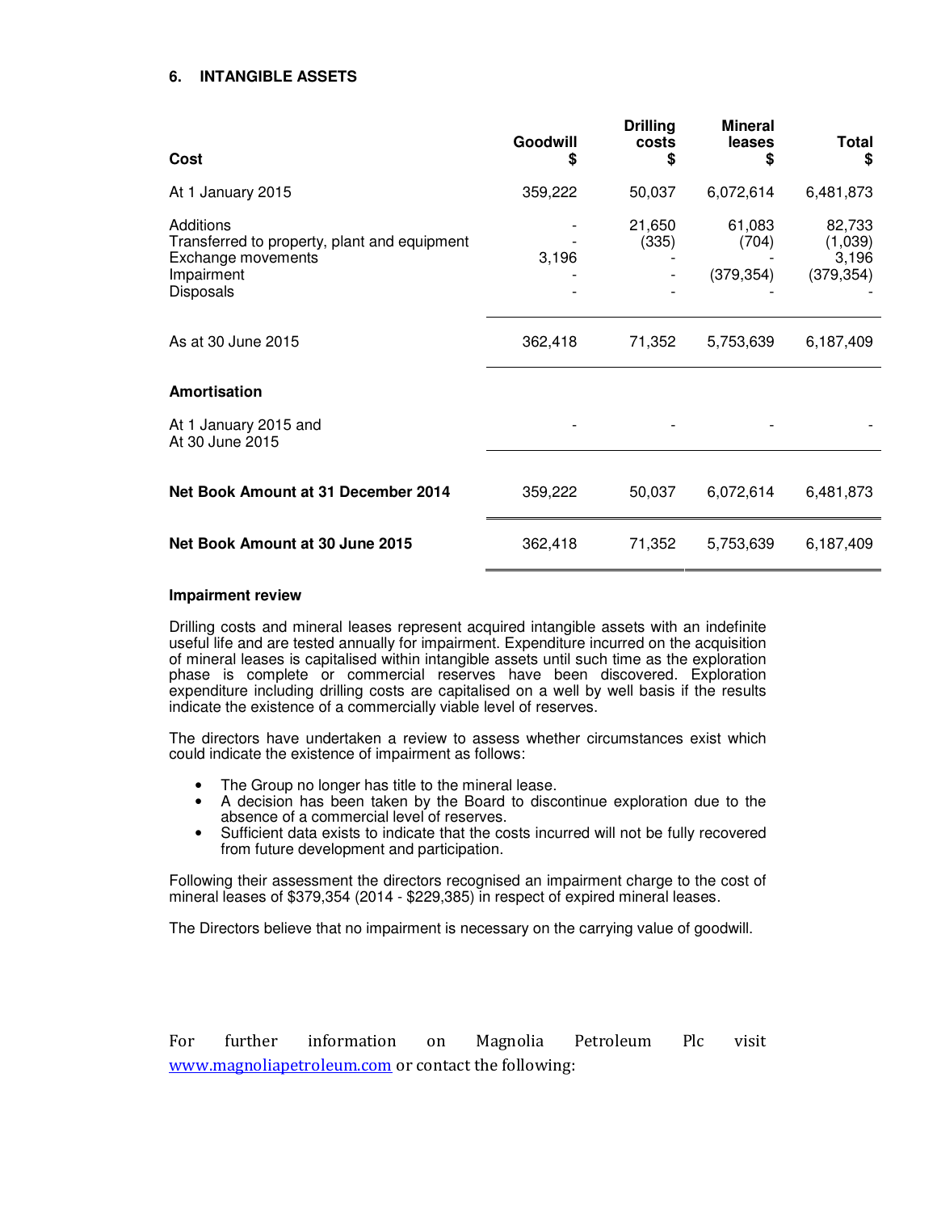## 6. INTANGIBLE ASSETS

| Cost | Goodwill $ | Drilling costs $ | Mineral leases $ | Total $ |
|---|---|---|---|---|
| At 1 January 2015 | 359,222 | 50,037 | 6,072,614 | 6,481,873 |
| Additions | - | 21,650 | 61,083 | 82,733 |
| Transferred to property, plant and equipment | - | (335) | (704) | (1,039) |
| Exchange movements | 3,196 | - | - | 3,196 |
| Impairment | - | - | (379,354) | (379,354) |
| Disposals | - | - | - | - |
| As at 30 June 2015 | 362,418 | 71,352 | 5,753,639 | 6,187,409 |
| **Amortisation** | | | | |
| At 1 January 2015 and At 30 June 2015 | - | - | - | - |
| **Net Book Amount at 31 December 2014** | 359,222 | 50,037 | 6,072,614 | 6,481,873 |
| **Net Book Amount at 30 June 2015** | 362,418 | 71,352 | 5,753,639 | 6,187,409 |

**Impairment review**

Drilling costs and mineral leases represent acquired intangible assets with an indefinite useful life and are tested annually for impairment. Expenditure incurred on the acquisition of mineral leases is capitalised within intangible assets until such time as the exploration phase is complete or commercial reserves have been discovered. Exploration expenditure including drilling costs are capitalised on a well by well basis if the results indicate the existence of a commercially viable level of reserves.

The directors have undertaken a review to assess whether circumstances exist which could indicate the existence of impairment as follows:

- The Group no longer has title to the mineral lease.
- A decision has been taken by the Board to discontinue exploration due to the absence of a commercial level of reserves.
- Sufficient data exists to indicate that the costs incurred will not be fully recovered from future development and participation.

Following their assessment the directors recognised an impairment charge to the cost of mineral leases of $379,354 (2014 - $229,385) in respect of expired mineral leases.

The Directors believe that no impairment is necessary on the carrying value of goodwill.

For further information on Magnolia Petroleum Plc visit www.magnoliapetroleum.com or contact the following: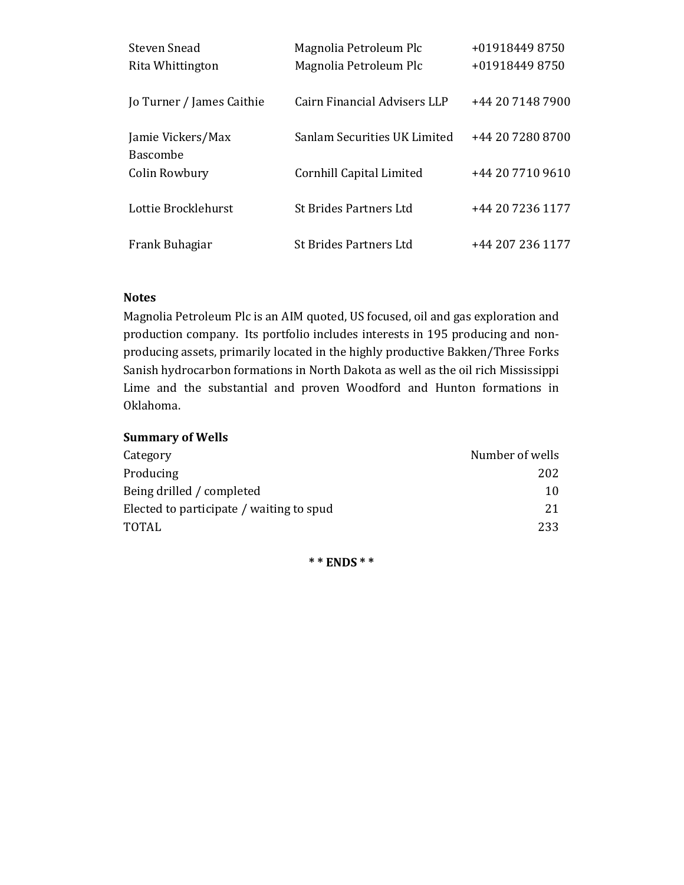| | | |
|---|---|---|
| Steven Snead | Magnolia Petroleum Plc | +01918449 8750 |
| Rita Whittington | Magnolia Petroleum Plc | +01918449 8750 |
| Jo Turner / James Caithie | Cairn Financial Advisers LLP | +44 20 7148 7900 |
| Jamie Vickers/Max Bascombe | Sanlam Securities UK Limited | +44 20 7280 8700 |
| Colin Rowbury | Cornhill Capital Limited | +44 20 7710 9610 |
| Lottie Brocklehurst | St Brides Partners Ltd | +44 20 7236 1177 |
| Frank Buhagiar | St Brides Partners Ltd | +44 207 236 1177 |

**Notes**

Magnolia Petroleum Plc is an AIM quoted, US focused, oil and gas exploration and production company. Its portfolio includes interests in 195 producing and non-producing assets, primarily located in the highly productive Bakken/Three Forks Sanish hydrocarbon formations in North Dakota as well as the oil rich Mississippi Lime and the substantial and proven Woodford and Hunton formations in Oklahoma.

**Summary of Wells**

| Category | Number of wells |
|---|---|
| Producing | 202 |
| Being drilled / completed | 10 |
| Elected to participate / waiting to spud | 21 |
| TOTAL | 233 |

**\* \* ENDS \* \***